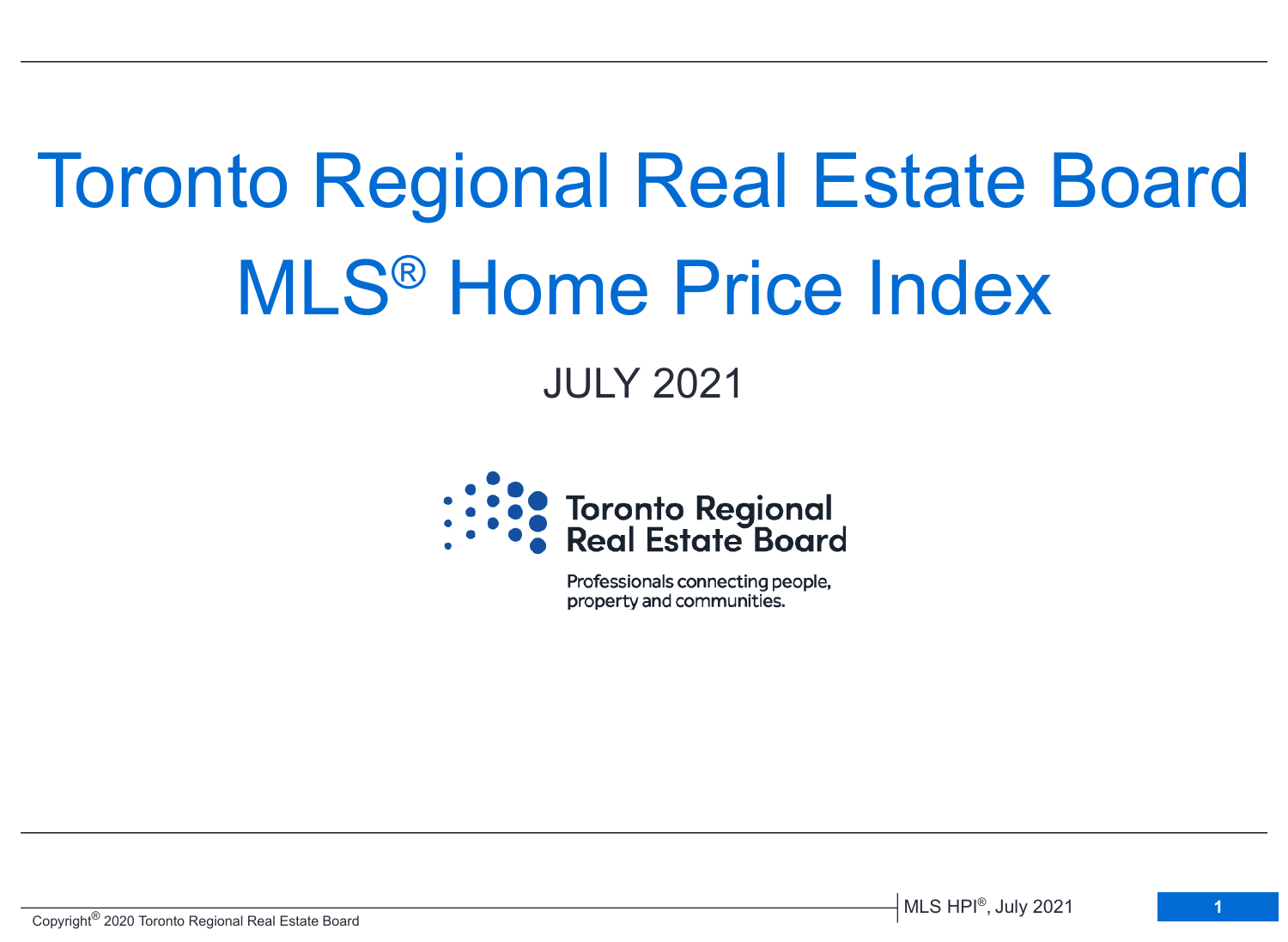# Toronto Regional Real Estate Board MLS® Home Price Index

## JULY 2021

Toronto Regional Real Estate Board

Professionals connecting people, property and communities.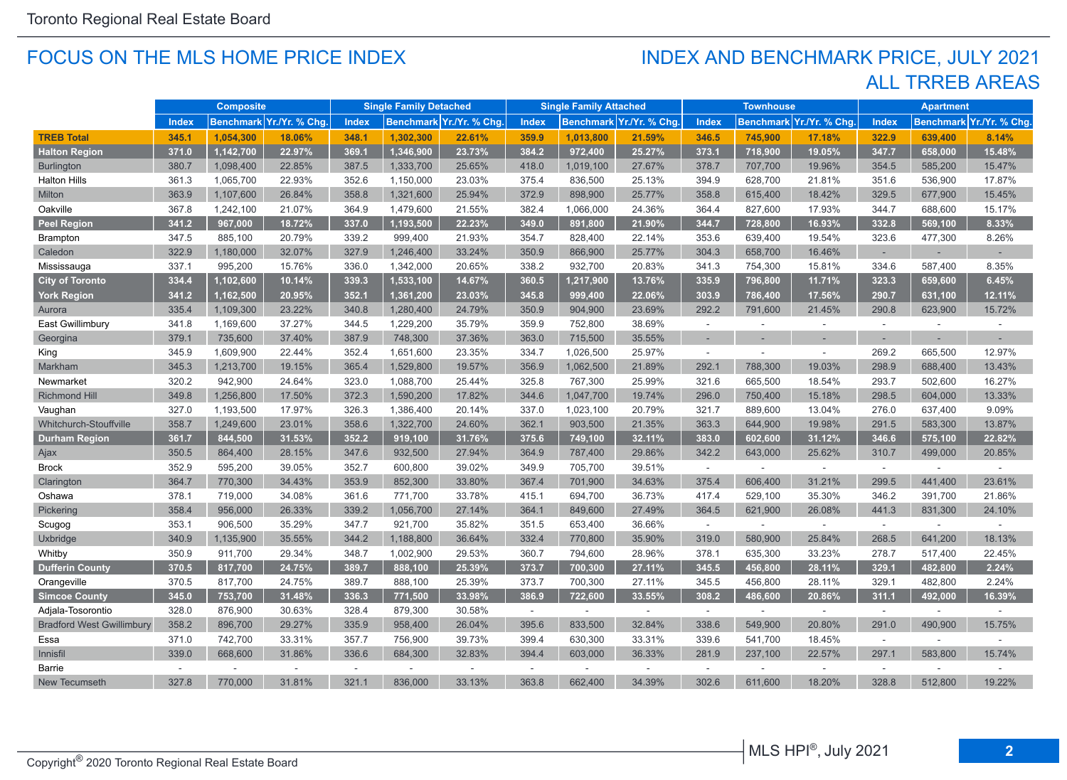Toronto Regional Real Estate Board

## FOCUS ON THE MLS HOME PRICE INDEX

## INDEX AND BENCHMARK PRICE, JULY 2021
## ALL TRREB AREAS

| | Composite | | | Single Family Detached | | | Single Family Attached | | | Townhouse | | | Apartment | | |
|---|---|---|---|---|---|---|---|---|---|---|---|---|---|---|---|
| | Index | Benchmark | Yr./Yr. % Chg. | Index | Benchmark | Yr./Yr. % Chg. | Index | Benchmark | Yr./Yr. % Chg. | Index | Benchmark | Yr./Yr. % Chg. | Index | Benchmark | Yr./Yr. % Chg. |
| **TREB Total** | **345.1** | **1,054,300** | **18.06%** | **348.1** | **1,302,300** | **22.61%** | **359.9** | **1,013,800** | **21.59%** | **346.5** | **745,900** | **17.18%** | **322.9** | **639,400** | **8.14%** |
| **Halton Region** | **371.0** | **1,142,700** | **22.97%** | **369.1** | **1,346,900** | **23.73%** | **384.2** | **972,400** | **25.27%** | **373.1** | **718,900** | **19.05%** | **347.7** | **658,000** | **15.48%** |
| Burlington | 380.7 | 1,098,400 | 22.85% | 387.5 | 1,333,700 | 25.65% | 418.0 | 1,019,100 | 27.67% | 378.7 | 707,700 | 19.96% | 354.5 | 585,200 | 15.47% |
| Halton Hills | 361.3 | 1,065,700 | 22.93% | 352.6 | 1,150,000 | 23.03% | 375.4 | 836,500 | 25.13% | 394.9 | 628,700 | 21.81% | 351.6 | 536,900 | 17.87% |
| Milton | 363.9 | 1,107,600 | 26.84% | 358.8 | 1,321,600 | 25.94% | 372.9 | 898,900 | 25.77% | 358.8 | 615,400 | 18.42% | 329.5 | 677,900 | 15.45% |
| Oakville | 367.8 | 1,242,100 | 21.07% | 364.9 | 1,479,600 | 21.55% | 382.4 | 1,066,000 | 24.36% | 364.4 | 827,600 | 17.93% | 344.7 | 688,600 | 15.17% |
| **Peel Region** | **341.2** | **967,000** | **18.72%** | **337.0** | **1,193,500** | **22.23%** | **349.0** | **891,800** | **21.90%** | **344.7** | **728,800** | **16.93%** | **332.8** | **569,100** | **8.33%** |
| Brampton | 347.5 | 885,100 | 20.79% | 339.2 | 999,400 | 21.93% | 354.7 | 828,400 | 22.14% | 353.6 | 639,400 | 19.54% | 323.6 | 477,300 | 8.26% |
| Caledon | 322.9 | 1,180,000 | 32.07% | 327.9 | 1,246,400 | 33.24% | 350.9 | 866,900 | 25.77% | 304.3 | 658,700 | 16.46% | - | - | - |
| Mississauga | 337.1 | 995,200 | 15.76% | 336.0 | 1,342,000 | 20.65% | 338.2 | 932,700 | 20.83% | 341.3 | 754,300 | 15.81% | 334.6 | 587,400 | 8.35% |
| **City of Toronto** | **334.4** | **1,102,600** | **10.14%** | **339.3** | **1,533,100** | **14.67%** | **360.5** | **1,217,900** | **13.76%** | **335.9** | **796,800** | **11.71%** | **323.3** | **659,600** | **6.45%** |
| **York Region** | **341.2** | **1,162,500** | **20.95%** | **352.1** | **1,361,200** | **23.03%** | **345.8** | **999,400** | **22.06%** | **303.9** | **786,400** | **17.56%** | **290.7** | **631,100** | **12.11%** |
| Aurora | 335.4 | 1,109,300 | 23.22% | 340.8 | 1,280,400 | 24.79% | 350.9 | 904,900 | 23.69% | 292.2 | 791,600 | 21.45% | 290.8 | 623,900 | 15.72% |
| East Gwillimbury | 341.8 | 1,169,600 | 37.27% | 344.5 | 1,229,200 | 35.79% | 359.9 | 752,800 | 38.69% | - | - | - | - | - | - |
| Georgina | 379.1 | 735,600 | 37.40% | 387.9 | 748,300 | 37.36% | 363.0 | 715,500 | 35.55% | - | - | - | - | - | - |
| King | 345.9 | 1,609,900 | 22.44% | 352.4 | 1,651,600 | 23.35% | 334.7 | 1,026,500 | 25.97% | - | - | - | 269.2 | 665,500 | 12.97% |
| Markham | 345.3 | 1,213,700 | 19.15% | 365.4 | 1,529,800 | 19.57% | 356.9 | 1,062,500 | 21.89% | 292.1 | 788,300 | 19.03% | 298.9 | 688,400 | 13.43% |
| Newmarket | 320.2 | 942,900 | 24.64% | 323.0 | 1,088,700 | 25.44% | 325.8 | 767,300 | 25.99% | 321.6 | 665,500 | 18.54% | 293.7 | 502,600 | 16.27% |
| Richmond Hill | 349.8 | 1,256,800 | 17.50% | 372.3 | 1,590,200 | 17.82% | 344.6 | 1,047,700 | 19.74% | 296.0 | 750,400 | 15.18% | 298.5 | 604,000 | 13.33% |
| Vaughan | 327.0 | 1,193,500 | 17.97% | 326.3 | 1,386,400 | 20.14% | 337.0 | 1,023,100 | 20.79% | 321.7 | 889,600 | 13.04% | 276.0 | 637,400 | 9.09% |
| Whitchurch-Stouffville | 358.7 | 1,249,600 | 23.01% | 358.6 | 1,322,700 | 24.60% | 362.1 | 903,500 | 21.35% | 363.3 | 644,900 | 19.98% | 291.5 | 583,300 | 13.87% |
| **Durham Region** | **361.7** | **844,500** | **31.53%** | **352.2** | **919,100** | **31.76%** | **375.6** | **749,100** | **32.11%** | **383.0** | **602,600** | **31.12%** | **346.6** | **575,100** | **22.82%** |
| Ajax | 350.5 | 864,400 | 28.15% | 347.6 | 932,500 | 27.94% | 364.9 | 787,400 | 29.86% | 342.2 | 643,000 | 25.62% | 310.7 | 499,000 | 20.85% |
| Brock | 352.9 | 595,200 | 39.05% | 352.7 | 600,800 | 39.02% | 349.9 | 705,700 | 39.51% | - | - | - | - | - | - |
| Clarington | 364.7 | 770,300 | 34.43% | 353.9 | 852,300 | 33.80% | 367.4 | 701,900 | 34.63% | 375.4 | 606,400 | 31.21% | 299.5 | 441,400 | 23.61% |
| Oshawa | 378.1 | 719,000 | 34.08% | 361.6 | 771,700 | 33.78% | 415.1 | 694,700 | 36.73% | 417.4 | 529,100 | 35.30% | 346.2 | 391,700 | 21.86% |
| Pickering | 358.4 | 956,000 | 26.33% | 339.2 | 1,056,700 | 27.14% | 364.1 | 849,600 | 27.49% | 364.5 | 621,900 | 26.08% | 441.3 | 831,300 | 24.10% |
| Scugog | 353.1 | 906,500 | 35.29% | 347.7 | 921,700 | 35.82% | 351.5 | 653,400 | 36.66% | - | - | - | - | - | - |
| Uxbridge | 340.9 | 1,135,900 | 35.55% | 344.2 | 1,188,800 | 36.64% | 332.4 | 770,800 | 35.90% | 319.0 | 580,900 | 25.84% | 268.5 | 641,200 | 18.13% |
| Whitby | 350.9 | 911,700 | 29.34% | 348.7 | 1,002,900 | 29.53% | 360.7 | 794,600 | 28.96% | 378.1 | 635,300 | 33.23% | 278.7 | 517,400 | 22.45% |
| **Dufferin County** | **370.5** | **817,700** | **24.75%** | **389.7** | **888,100** | **25.39%** | **373.7** | **700,300** | **27.11%** | **345.5** | **456,800** | **28.11%** | **329.1** | **482,800** | **2.24%** |
| Orangeville | 370.5 | 817,700 | 24.75% | 389.7 | 888,100 | 25.39% | 373.7 | 700,300 | 27.11% | 345.5 | 456,800 | 28.11% | 329.1 | 482,800 | 2.24% |
| **Simcoe County** | **345.0** | **753,700** | **31.48%** | **336.3** | **771,500** | **33.98%** | **386.9** | **722,600** | **33.55%** | **308.2** | **486,600** | **20.86%** | **311.1** | **492,000** | **16.39%** |
| Adjala-Tosorontio | 328.0 | 876,900 | 30.63% | 328.4 | 879,300 | 30.58% | - | - | - | - | - | - | - | - | - |
| Bradford West Gwillimbury | 358.2 | 896,700 | 29.27% | 335.9 | 958,400 | 26.04% | 395.6 | 833,500 | 32.84% | 338.6 | 549,900 | 20.80% | 291.0 | 490,900 | 15.75% |
| Essa | 371.0 | 742,700 | 33.31% | 357.7 | 756,900 | 39.73% | 399.4 | 630,300 | 33.31% | 339.6 | 541,700 | 18.45% | - | - | - |
| Innisfil | 339.0 | 668,600 | 31.86% | 336.6 | 684,300 | 32.83% | 394.4 | 603,000 | 36.33% | 281.9 | 237,100 | 22.57% | 297.1 | 583,800 | 15.74% |
| Barrie | - | - | - | - | - | - | - | - | - | - | - | - | - | - | - |
| New Tecumseth | 327.8 | 770,000 | 31.81% | 321.1 | 836,000 | 33.13% | 363.8 | 662,400 | 34.39% | 302.6 | 611,600 | 18.20% | 328.8 | 512,800 | 19.22% |

Copyright® 2020 Toronto Regional Real Estate Board

MLS HPI®, July 2021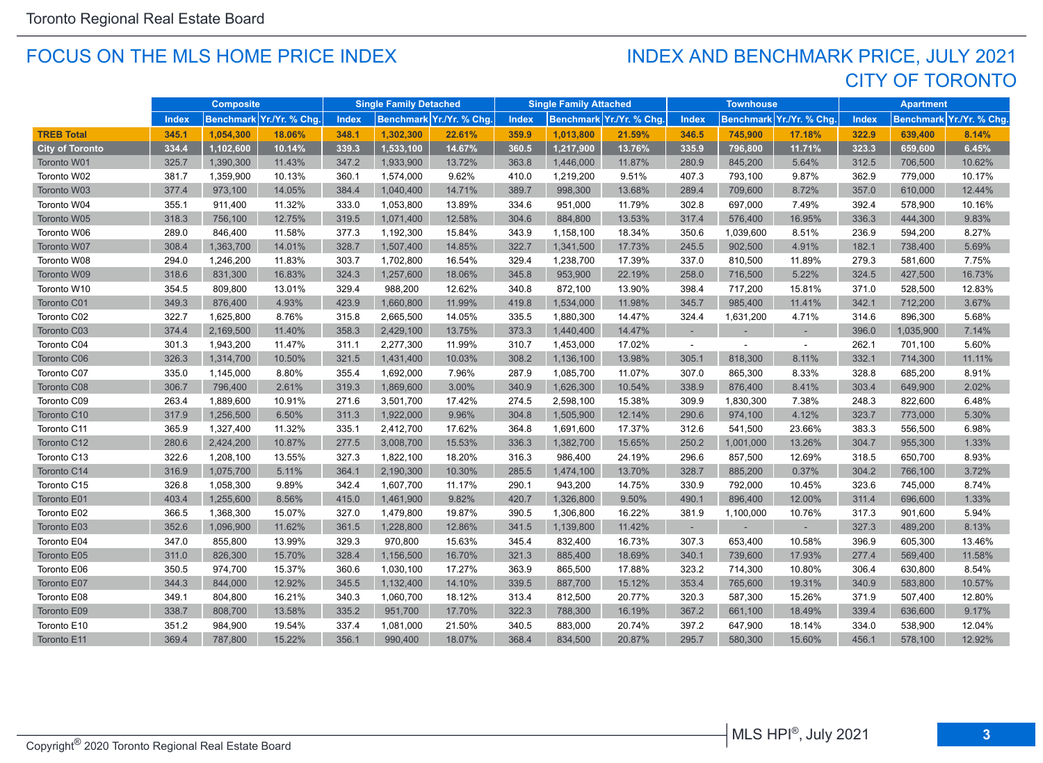## FOCUS ON THE MLS HOME PRICE INDEX

## INDEX AND BENCHMARK PRICE, JULY 2021 CITY OF TORONTO

| | Composite | | | Single Family Detached | | | Single Family Attached | | | Townhouse | | | Apartment | | |
|---|---|---|---|---|---|---|---|---|---|---|---|---|---|---|---|
| | Index | Benchmark | Yr./Yr. % Chg. | Index | Benchmark | Yr./Yr. % Chg. | Index | Benchmark | Yr./Yr. % Chg. | Index | Benchmark | Yr./Yr. % Chg. | Index | Benchmark | Yr./Yr. % Chg. |
| **TREB Total** | **345.1** | **1,054,300** | **18.06%** | **348.1** | **1,302,300** | **22.61%** | **359.9** | **1,013,800** | **21.59%** | **346.5** | **745,900** | **17.18%** | **322.9** | **639,400** | **8.14%** |
| **City of Toronto** | **334.4** | **1,102,600** | **10.14%** | **339.3** | **1,533,100** | **14.67%** | **360.5** | **1,217,900** | **13.76%** | **335.9** | **796,800** | **11.71%** | **323.3** | **659,600** | **6.45%** |
| Toronto W01 | 325.7 | 1,390,300 | 11.43% | 347.2 | 1,933,900 | 13.72% | 363.8 | 1,446,000 | 11.87% | 280.9 | 845,200 | 5.64% | 312.5 | 706,500 | 10.62% |
| Toronto W02 | 381.7 | 1,359,900 | 10.13% | 360.1 | 1,574,000 | 9.62% | 410.0 | 1,219,200 | 9.51% | 407.3 | 793,100 | 9.87% | 362.9 | 779,000 | 10.17% |
| Toronto W03 | 377.4 | 973,100 | 14.05% | 384.4 | 1,040,400 | 14.71% | 389.7 | 998,300 | 13.68% | 289.4 | 709,600 | 8.72% | 357.0 | 610,000 | 12.44% |
| Toronto W04 | 355.1 | 911,400 | 11.32% | 333.0 | 1,053,800 | 13.89% | 334.6 | 951,000 | 11.79% | 302.8 | 697,000 | 7.49% | 392.4 | 578,900 | 10.16% |
| Toronto W05 | 318.3 | 756,100 | 12.75% | 319.5 | 1,071,400 | 12.58% | 304.6 | 884,800 | 13.53% | 317.4 | 576,400 | 16.95% | 336.3 | 444,300 | 9.83% |
| Toronto W06 | 289.0 | 846,400 | 11.58% | 377.3 | 1,192,300 | 15.84% | 343.9 | 1,158,100 | 18.34% | 350.6 | 1,039,600 | 8.51% | 236.9 | 594,200 | 8.27% |
| Toronto W07 | 308.4 | 1,363,700 | 14.01% | 328.7 | 1,507,400 | 14.85% | 322.7 | 1,341,500 | 17.73% | 245.5 | 902,500 | 4.91% | 182.1 | 738,400 | 5.69% |
| Toronto W08 | 294.0 | 1,246,200 | 11.83% | 303.7 | 1,702,800 | 16.54% | 329.4 | 1,238,700 | 17.39% | 337.0 | 810,500 | 11.89% | 279.3 | 581,600 | 7.75% |
| Toronto W09 | 318.6 | 831,300 | 16.83% | 324.3 | 1,257,600 | 18.06% | 345.8 | 953,900 | 22.19% | 258.0 | 716,500 | 5.22% | 324.5 | 427,500 | 16.73% |
| Toronto W10 | 354.5 | 809,800 | 13.01% | 329.4 | 988,200 | 12.62% | 340.8 | 872,100 | 13.90% | 398.4 | 717,200 | 15.81% | 371.0 | 528,500 | 12.83% |
| Toronto C01 | 349.3 | 876,400 | 4.93% | 423.9 | 1,660,800 | 11.99% | 419.8 | 1,534,000 | 11.98% | 345.7 | 985,400 | 11.41% | 342.1 | 712,200 | 3.67% |
| Toronto C02 | 322.7 | 1,625,800 | 8.76% | 315.8 | 2,665,500 | 14.05% | 335.5 | 1,880,300 | 14.47% | 324.4 | 1,631,200 | 4.71% | 314.6 | 896,300 | 5.68% |
| Toronto C03 | 374.4 | 2,169,500 | 11.40% | 358.3 | 2,429,100 | 13.75% | 373.3 | 1,440,400 | 14.47% | - | - | - | 396.0 | 1,035,900 | 7.14% |
| Toronto C04 | 301.3 | 1,943,200 | 11.47% | 311.1 | 2,277,300 | 11.99% | 310.7 | 1,453,000 | 17.02% | - | - | - | 262.1 | 701,100 | 5.60% |
| Toronto C06 | 326.3 | 1,314,700 | 10.50% | 321.5 | 1,431,400 | 10.03% | 308.2 | 1,136,100 | 13.98% | 305.1 | 818,300 | 8.11% | 332.1 | 714,300 | 11.11% |
| Toronto C07 | 335.0 | 1,145,000 | 8.80% | 355.4 | 1,692,000 | 7.96% | 287.9 | 1,085,700 | 11.07% | 307.0 | 865,300 | 8.33% | 328.8 | 685,200 | 8.91% |
| Toronto C08 | 306.7 | 796,400 | 2.61% | 319.3 | 1,869,600 | 3.00% | 340.9 | 1,626,300 | 10.54% | 338.9 | 876,400 | 8.41% | 303.4 | 649,900 | 2.02% |
| Toronto C09 | 263.4 | 1,889,600 | 10.91% | 271.6 | 3,501,700 | 17.42% | 274.5 | 2,598,100 | 15.38% | 309.9 | 1,830,300 | 7.38% | 248.3 | 822,600 | 6.48% |
| Toronto C10 | 317.9 | 1,256,500 | 6.50% | 311.3 | 1,922,000 | 9.96% | 304.8 | 1,505,900 | 12.14% | 290.6 | 974,100 | 4.12% | 323.7 | 773,000 | 5.30% |
| Toronto C11 | 365.9 | 1,327,400 | 11.32% | 335.1 | 2,412,700 | 17.62% | 364.8 | 1,691,600 | 17.37% | 312.6 | 541,500 | 23.66% | 383.3 | 556,500 | 6.98% |
| Toronto C12 | 280.6 | 2,424,200 | 10.87% | 277.5 | 3,008,700 | 15.53% | 336.3 | 1,382,700 | 15.65% | 250.2 | 1,001,000 | 13.26% | 304.7 | 955,300 | 1.33% |
| Toronto C13 | 322.6 | 1,208,100 | 13.55% | 327.3 | 1,822,100 | 18.20% | 316.3 | 986,400 | 24.19% | 296.6 | 857,500 | 12.69% | 318.5 | 650,700 | 8.93% |
| Toronto C14 | 316.9 | 1,075,700 | 5.11% | 364.1 | 2,190,300 | 10.30% | 285.5 | 1,474,100 | 13.70% | 328.7 | 885,200 | 0.37% | 304.2 | 766,100 | 3.72% |
| Toronto C15 | 326.8 | 1,058,300 | 9.89% | 342.4 | 1,607,700 | 11.17% | 290.1 | 943,200 | 14.75% | 330.9 | 792,000 | 10.45% | 323.6 | 745,000 | 8.74% |
| Toronto E01 | 403.4 | 1,255,600 | 8.56% | 415.0 | 1,461,900 | 9.82% | 420.7 | 1,326,800 | 9.50% | 490.1 | 896,400 | 12.00% | 311.4 | 696,600 | 1.33% |
| Toronto E02 | 366.5 | 1,368,300 | 15.07% | 327.0 | 1,479,800 | 19.87% | 390.5 | 1,306,800 | 16.22% | 381.9 | 1,100,000 | 10.76% | 317.3 | 901,600 | 5.94% |
| Toronto E03 | 352.6 | 1,096,900 | 11.62% | 361.5 | 1,228,800 | 12.86% | 341.5 | 1,139,800 | 11.42% | - | - | - | 327.3 | 489,200 | 8.13% |
| Toronto E04 | 347.0 | 855,800 | 13.99% | 329.3 | 970,800 | 15.63% | 345.4 | 832,400 | 16.73% | 307.3 | 653,400 | 10.58% | 396.9 | 605,300 | 13.46% |
| Toronto E05 | 311.0 | 826,300 | 15.70% | 328.4 | 1,156,500 | 16.70% | 321.3 | 885,400 | 18.69% | 340.1 | 739,600 | 17.93% | 277.4 | 569,400 | 11.58% |
| Toronto E06 | 350.5 | 974,700 | 15.37% | 360.6 | 1,030,100 | 17.27% | 363.9 | 865,500 | 17.88% | 323.2 | 714,300 | 10.80% | 306.4 | 630,800 | 8.54% |
| Toronto E07 | 344.3 | 844,000 | 12.92% | 345.5 | 1,132,400 | 14.10% | 339.5 | 887,700 | 15.12% | 353.4 | 765,600 | 19.31% | 340.9 | 583,800 | 10.57% |
| Toronto E08 | 349.1 | 804,800 | 16.21% | 340.3 | 1,060,700 | 18.12% | 313.4 | 812,500 | 20.77% | 320.3 | 587,300 | 15.26% | 371.9 | 507,400 | 12.80% |
| Toronto E09 | 338.7 | 808,700 | 13.58% | 335.2 | 951,700 | 17.70% | 322.3 | 788,300 | 16.19% | 367.2 | 661,100 | 18.49% | 339.4 | 636,600 | 9.17% |
| Toronto E10 | 351.2 | 984,900 | 19.54% | 337.4 | 1,081,000 | 21.50% | 340.5 | 883,000 | 20.74% | 397.2 | 647,900 | 18.14% | 334.0 | 538,900 | 12.04% |
| Toronto E11 | 369.4 | 787,800 | 15.22% | 356.1 | 990,400 | 18.07% | 368.4 | 834,500 | 20.87% | 295.7 | 580,300 | 15.60% | 456.1 | 578,100 | 12.92% |

Copyright® 2020 Toronto Regional Real Estate Board